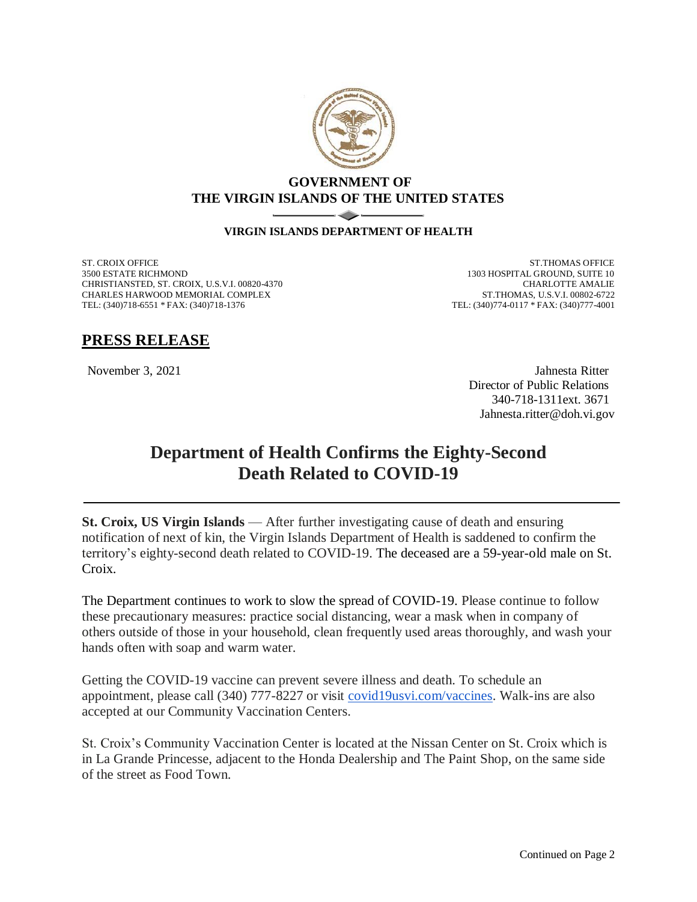**GOVERNMENT OF**
**THE VIRGIN ISLANDS OF THE UNITED STATES**

**VIRGIN ISLANDS DEPARTMENT OF HEALTH**

ST. CROIX OFFICE
3500 ESTATE RICHMOND
CHRISTIANSTED, ST. CROIX, U.S.V.I. 00820-4370
CHARLES HARWOOD MEMORIAL COMPLEX
TEL: (340)718-6551 * FAX: (340)718-1376

ST.THOMAS OFFICE
1303 HOSPITAL GROUND, SUITE 10
CHARLOTTE AMALIE
ST.THOMAS, U.S.V.I. 00802-6722
TEL: (340)774-0117 * FAX: (340)777-4001

## PRESS RELEASE

November 3, 2021

Jahnesta Ritter
Director of Public Relations
340-718-1311ext. 3671
Jahnesta.ritter@doh.vi.gov

# Department of Health Confirms the Eighty-Second Death Related to COVID-19

**St. Croix, US Virgin Islands** — After further investigating cause of death and ensuring notification of next of kin, the Virgin Islands Department of Health is saddened to confirm the territory's eighty-second death related to COVID-19. The deceased are a 59-year-old male on St. Croix.

The Department continues to work to slow the spread of COVID-19. Please continue to follow these precautionary measures: practice social distancing, wear a mask when in company of others outside of those in your household, clean frequently used areas thoroughly, and wash your hands often with soap and warm water.

Getting the COVID-19 vaccine can prevent severe illness and death. To schedule an appointment, please call (340) 777-8227 or visit covid19usvi.com/vaccines. Walk-ins are also accepted at our Community Vaccination Centers.

St. Croix's Community Vaccination Center is located at the Nissan Center on St. Croix which is in La Grande Princesse, adjacent to the Honda Dealership and The Paint Shop, on the same side of the street as Food Town.

Continued on Page 2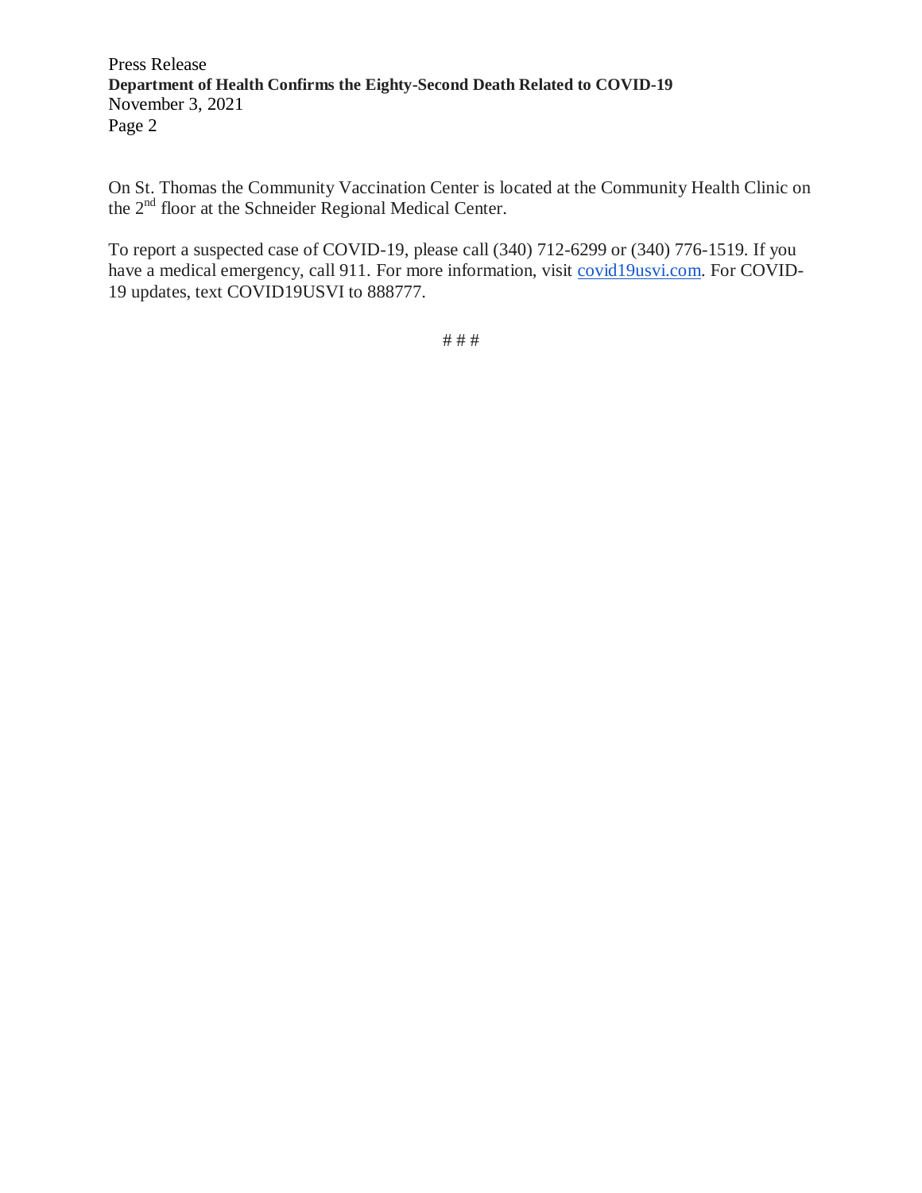On St. Thomas the Community Vaccination Center is located at the Community Health Clinic on the 2nd floor at the Schneider Regional Medical Center.

To report a suspected case of COVID-19, please call (340) 712-6299 or (340) 776-1519. If you have a medical emergency, call 911. For more information, visit covid19usvi.com. For COVID-19 updates, text COVID19USVI to 888777.

# # #